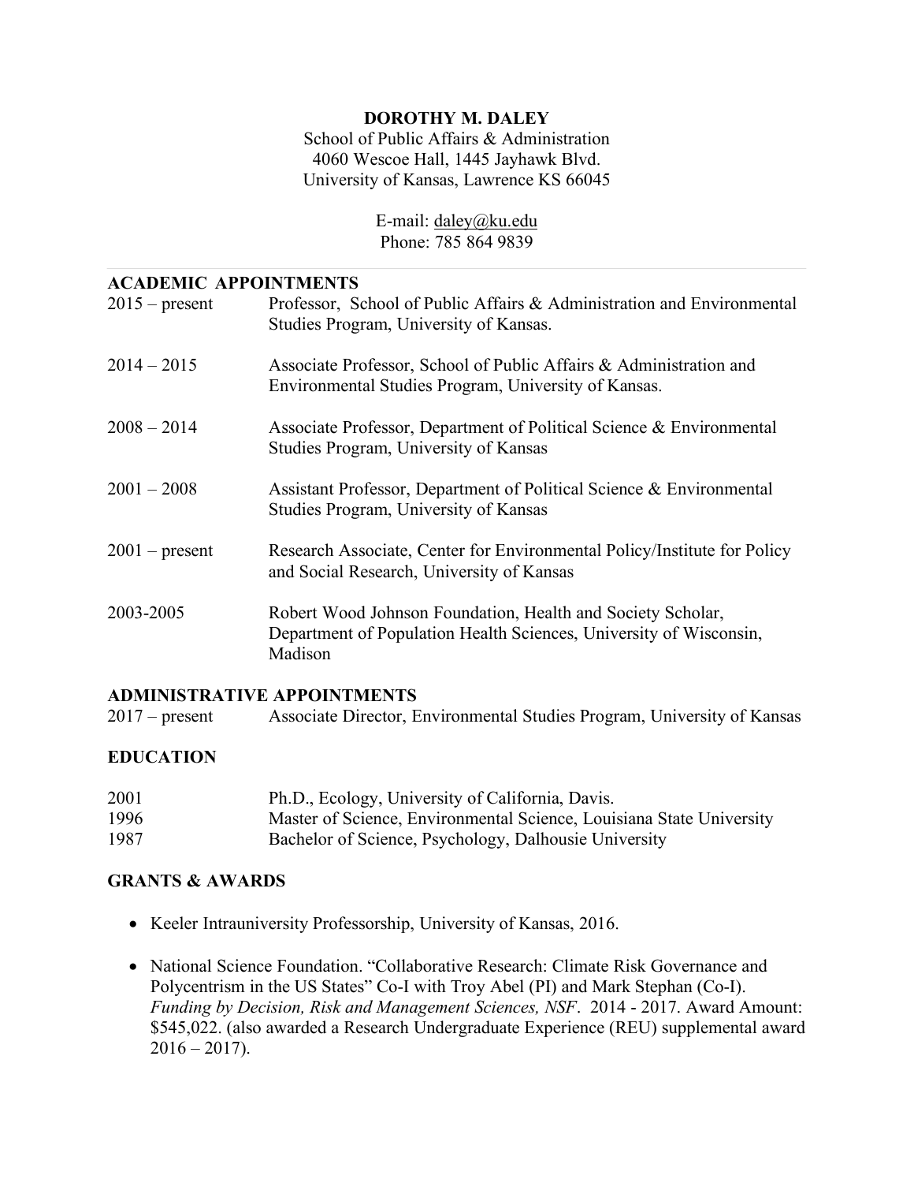**DOROTHY M. DALEY**

School of Public Affairs & Administration
4060 Wescoe Hall, 1445 Jayhawk Blvd.
University of Kansas, Lawrence KS 66045

E-mail: daley@ku.edu
Phone: 785 864 9839

---

## ACADEMIC APPOINTMENTS

| | |
|---|---|
| 2015 – present | Professor, School of Public Affairs & Administration and Environmental Studies Program, University of Kansas. |
| 2014 – 2015 | Associate Professor, School of Public Affairs & Administration and Environmental Studies Program, University of Kansas. |
| 2008 – 2014 | Associate Professor, Department of Political Science & Environmental Studies Program, University of Kansas |
| 2001 – 2008 | Assistant Professor, Department of Political Science & Environmental Studies Program, University of Kansas |
| 2001 – present | Research Associate, Center for Environmental Policy/Institute for Policy and Social Research, University of Kansas |
| 2003-2005 | Robert Wood Johnson Foundation, Health and Society Scholar, Department of Population Health Sciences, University of Wisconsin, Madison |

## ADMINISTRATIVE APPOINTMENTS

| | |
|---|---|
| 2017 – present | Associate Director, Environmental Studies Program, University of Kansas |

## EDUCATION

| | |
|---|---|
| 2001 | Ph.D., Ecology, University of California, Davis. |
| 1996 | Master of Science, Environmental Science, Louisiana State University |
| 1987 | Bachelor of Science, Psychology, Dalhousie University |

## GRANTS & AWARDS

- Keeler Intrauniversity Professorship, University of Kansas, 2016.
- National Science Foundation. "Collaborative Research: Climate Risk Governance and Polycentrism in the US States" Co-I with Troy Abel (PI) and Mark Stephan (Co-I). *Funding by Decision, Risk and Management Sciences, NSF*. 2014 - 2017. Award Amount: $545,022. (also awarded a Research Undergraduate Experience (REU) supplemental award 2016 – 2017).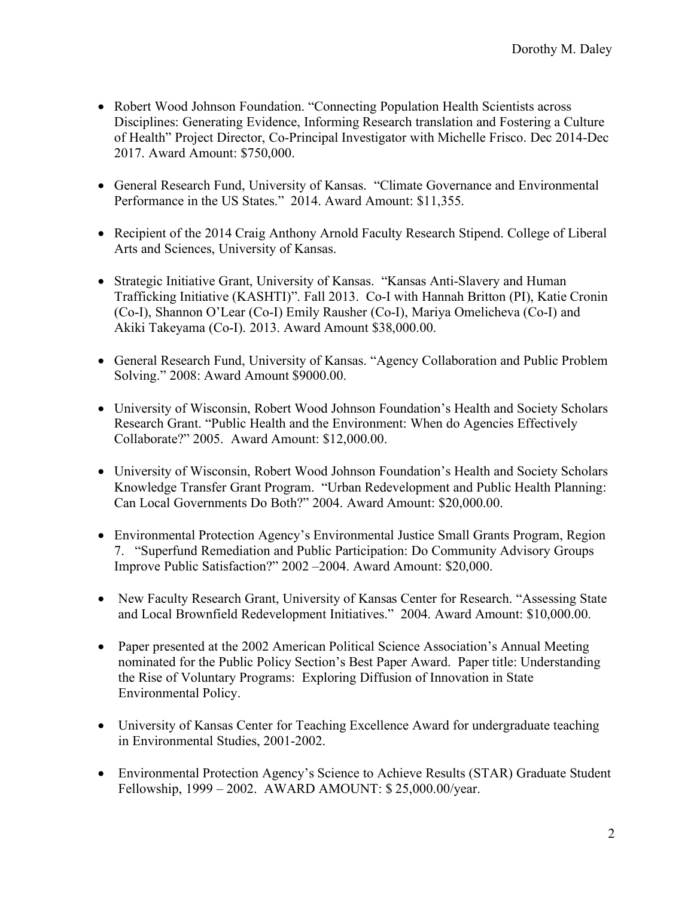- Robert Wood Johnson Foundation. “Connecting Population Health Scientists across Disciplines: Generating Evidence, Informing Research translation and Fostering a Culture of Health” Project Director, Co-Principal Investigator with Michelle Frisco. Dec 2014-Dec 2017. Award Amount: $750,000.

- General Research Fund, University of Kansas. “Climate Governance and Environmental Performance in the US States.” 2014. Award Amount: $11,355.

- Recipient of the 2014 Craig Anthony Arnold Faculty Research Stipend. College of Liberal Arts and Sciences, University of Kansas.

- Strategic Initiative Grant, University of Kansas. “Kansas Anti-Slavery and Human Trafficking Initiative (KASHTI)”. Fall 2013. Co-I with Hannah Britton (PI), Katie Cronin (Co-I), Shannon O’Lear (Co-I) Emily Rausher (Co-I), Mariya Omelicheva (Co-I) and Akiki Takeyama (Co-I). 2013. Award Amount $38,000.00.

- General Research Fund, University of Kansas. “Agency Collaboration and Public Problem Solving.” 2008: Award Amount $9000.00.

- University of Wisconsin, Robert Wood Johnson Foundation’s Health and Society Scholars Research Grant. “Public Health and the Environment: When do Agencies Effectively Collaborate?” 2005. Award Amount: $12,000.00.

- University of Wisconsin, Robert Wood Johnson Foundation’s Health and Society Scholars Knowledge Transfer Grant Program. “Urban Redevelopment and Public Health Planning: Can Local Governments Do Both?” 2004. Award Amount: $20,000.00.

- Environmental Protection Agency’s Environmental Justice Small Grants Program, Region 7. “Superfund Remediation and Public Participation: Do Community Advisory Groups Improve Public Satisfaction?” 2002 –2004. Award Amount: $20,000.

- New Faculty Research Grant, University of Kansas Center for Research. “Assessing State and Local Brownfield Redevelopment Initiatives.” 2004. Award Amount: $10,000.00.

- Paper presented at the 2002 American Political Science Association’s Annual Meeting nominated for the Public Policy Section’s Best Paper Award. Paper title: Understanding the Rise of Voluntary Programs: Exploring Diffusion of Innovation in State Environmental Policy.

- University of Kansas Center for Teaching Excellence Award for undergraduate teaching in Environmental Studies, 2001-2002.

- Environmental Protection Agency’s Science to Achieve Results (STAR) Graduate Student Fellowship, 1999 – 2002. AWARD AMOUNT: $ 25,000.00/year.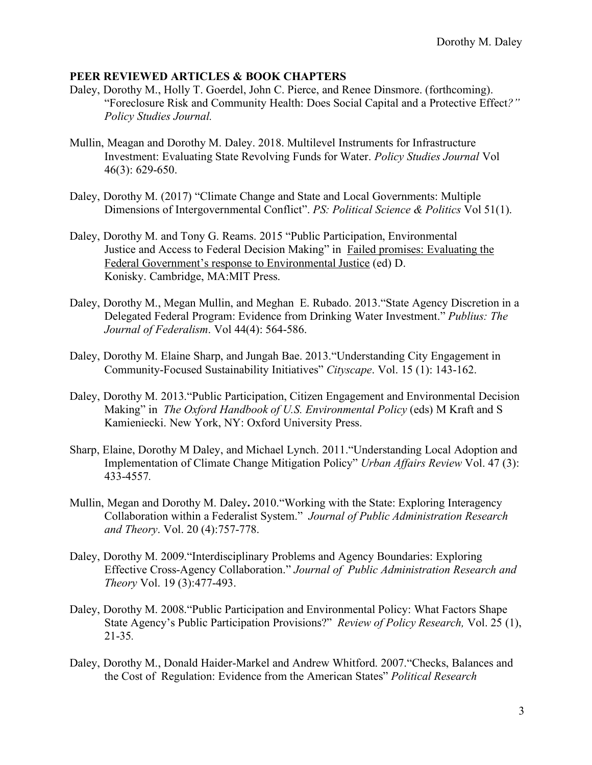## PEER REVIEWED ARTICLES & BOOK CHAPTERS

Daley, Dorothy M., Holly T. Goerdel, John C. Pierce, and Renee Dinsmore. (forthcoming). "Foreclosure Risk and Community Health: Does Social Capital and a Protective Effect*?" Policy Studies Journal.*

Mullin, Meagan and Dorothy M. Daley. 2018. Multilevel Instruments for Infrastructure Investment: Evaluating State Revolving Funds for Water. *Policy Studies Journal* Vol 46(3): 629-650.

Daley, Dorothy M. (2017) "Climate Change and State and Local Governments: Multiple Dimensions of Intergovernmental Conflict". *PS: Political Science & Politics* Vol 51(1).

Daley, Dorothy M. and Tony G. Reams. 2015 "Public Participation, Environmental Justice and Access to Federal Decision Making" in Failed promises: Evaluating the Federal Government's response to Environmental Justice (ed) D. Konisky. Cambridge, MA:MIT Press.

Daley, Dorothy M., Megan Mullin, and Meghan E. Rubado. 2013."State Agency Discretion in a Delegated Federal Program: Evidence from Drinking Water Investment." *Publius: The Journal of Federalism*. Vol 44(4): 564-586.

Daley, Dorothy M. Elaine Sharp, and Jungah Bae. 2013."Understanding City Engagement in Community-Focused Sustainability Initiatives" *Cityscape*. Vol. 15 (1): 143-162.

Daley, Dorothy M. 2013."Public Participation, Citizen Engagement and Environmental Decision Making" in *The Oxford Handbook of U.S. Environmental Policy* (eds) M Kraft and S Kamieniecki. New York, NY: Oxford University Press.

Sharp, Elaine, Dorothy M Daley, and Michael Lynch. 2011."Understanding Local Adoption and Implementation of Climate Change Mitigation Policy" *Urban Affairs Review* Vol. 47 (3): 433-4557.

Mullin, Megan and Dorothy M. Daley**.** 2010."Working with the State: Exploring Interagency Collaboration within a Federalist System." *Journal of Public Administration Research and Theory*. Vol. 20 (4):757-778.

Daley, Dorothy M. 2009."Interdisciplinary Problems and Agency Boundaries: Exploring Effective Cross-Agency Collaboration." *Journal of Public Administration Research and Theory* Vol. 19 (3):477-493.

Daley, Dorothy M. 2008."Public Participation and Environmental Policy: What Factors Shape State Agency's Public Participation Provisions?" *Review of Policy Research,* Vol. 25 (1), 21-35.

Daley, Dorothy M., Donald Haider-Markel and Andrew Whitford. 2007."Checks, Balances and the Cost of Regulation: Evidence from the American States" *Political Research*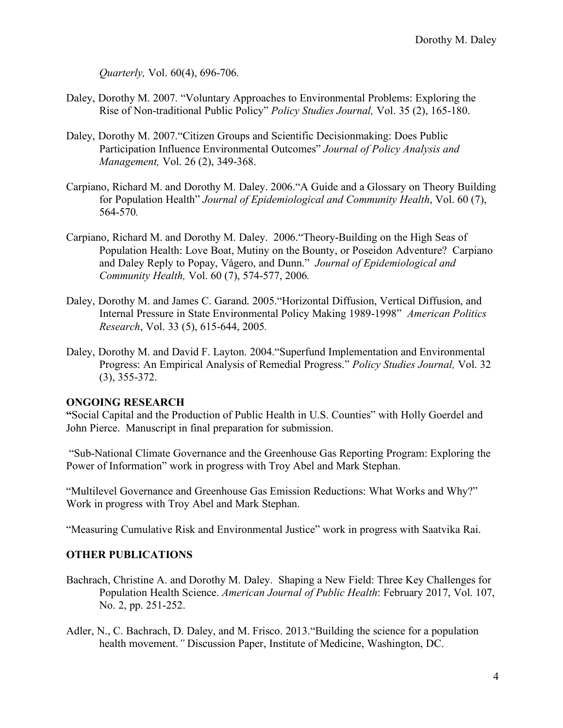*Quarterly,* Vol. 60(4), 696-706.

Daley, Dorothy M. 2007. “Voluntary Approaches to Environmental Problems: Exploring the Rise of Non-traditional Public Policy” *Policy Studies Journal,* Vol. 35 (2), 165-180.

Daley, Dorothy M. 2007.“Citizen Groups and Scientific Decisionmaking: Does Public Participation Influence Environmental Outcomes” *Journal of Policy Analysis and Management,* Vol. 26 (2), 349-368.

Carpiano, Richard M. and Dorothy M. Daley. 2006.“A Guide and a Glossary on Theory Building for Population Health” *Journal of Epidemiological and Community Health*, Vol. 60 (7), 564-570.

Carpiano, Richard M. and Dorothy M. Daley. 2006.“Theory-Building on the High Seas of Population Health: Love Boat, Mutiny on the Bounty, or Poseidon Adventure? Carpiano and Daley Reply to Popay, Vågero, and Dunn.” *Journal of Epidemiological and Community Health,* Vol. 60 (7), 574-577, 2006.

Daley, Dorothy M. and James C. Garand. 2005.“Horizontal Diffusion, Vertical Diffusion, and Internal Pressure in State Environmental Policy Making 1989-1998” *American Politics Research*, Vol. 33 (5), 615-644, 2005.

Daley, Dorothy M. and David F. Layton. 2004.“Superfund Implementation and Environmental Progress: An Empirical Analysis of Remedial Progress.” *Policy Studies Journal,* Vol. 32 (3), 355-372.

## ONGOING RESEARCH

**“**Social Capital and the Production of Public Health in U.S. Counties” with Holly Goerdel and John Pierce. Manuscript in final preparation for submission.

“Sub-National Climate Governance and the Greenhouse Gas Reporting Program: Exploring the Power of Information” work in progress with Troy Abel and Mark Stephan.

“Multilevel Governance and Greenhouse Gas Emission Reductions: What Works and Why?” Work in progress with Troy Abel and Mark Stephan.

“Measuring Cumulative Risk and Environmental Justice” work in progress with Saatvika Rai.

## OTHER PUBLICATIONS

Bachrach, Christine A. and Dorothy M. Daley. Shaping a New Field: Three Key Challenges for Population Health Science. *American Journal of Public Health*: February 2017, Vol. 107, No. 2, pp. 251-252.

Adler, N., C. Bachrach, D. Daley, and M. Frisco. 2013.“Building the science for a population health movement.*”* Discussion Paper, Institute of Medicine, Washington, DC.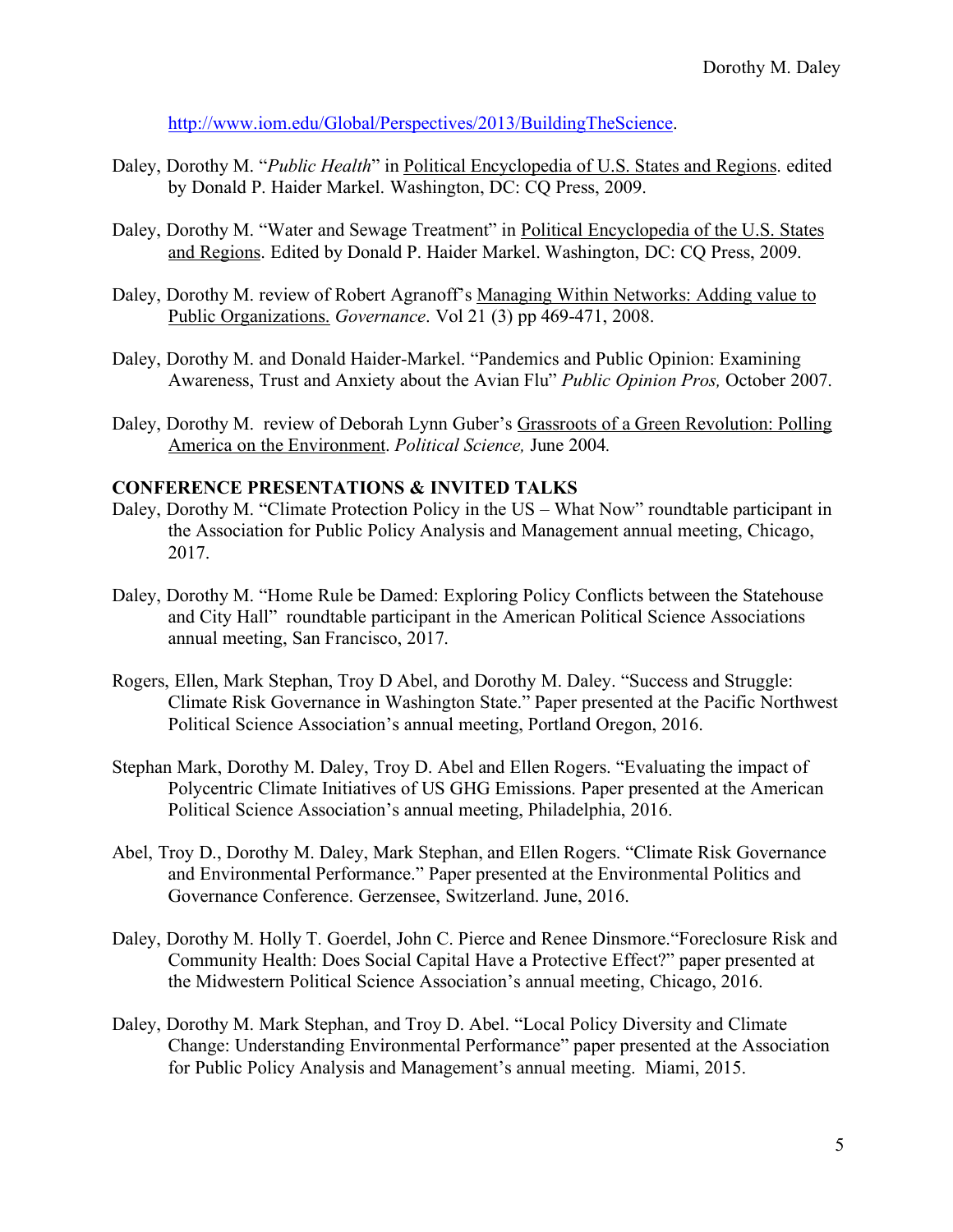http://www.iom.edu/Global/Perspectives/2013/BuildingTheScience.

Daley, Dorothy M. "*Public Health*" in Political Encyclopedia of U.S. States and Regions. edited by Donald P. Haider Markel. Washington, DC: CQ Press, 2009.

Daley, Dorothy M. "Water and Sewage Treatment" in Political Encyclopedia of the U.S. States and Regions. Edited by Donald P. Haider Markel. Washington, DC: CQ Press, 2009.

Daley, Dorothy M. review of Robert Agranoff's Managing Within Networks: Adding value to Public Organizations. *Governance*. Vol 21 (3) pp 469-471, 2008.

Daley, Dorothy M. and Donald Haider-Markel. "Pandemics and Public Opinion: Examining Awareness, Trust and Anxiety about the Avian Flu" *Public Opinion Pros,* October 2007.

Daley, Dorothy M. review of Deborah Lynn Guber's Grassroots of a Green Revolution: Polling America on the Environment. *Political Science,* June 2004.

**CONFERENCE PRESENTATIONS & INVITED TALKS**

Daley, Dorothy M. "Climate Protection Policy in the US – What Now" roundtable participant in the Association for Public Policy Analysis and Management annual meeting, Chicago, 2017.

Daley, Dorothy M. "Home Rule be Damed: Exploring Policy Conflicts between the Statehouse and City Hall" roundtable participant in the American Political Science Associations annual meeting, San Francisco, 2017.

Rogers, Ellen, Mark Stephan, Troy D Abel, and Dorothy M. Daley. "Success and Struggle: Climate Risk Governance in Washington State." Paper presented at the Pacific Northwest Political Science Association's annual meeting, Portland Oregon, 2016.

Stephan Mark, Dorothy M. Daley, Troy D. Abel and Ellen Rogers. "Evaluating the impact of Polycentric Climate Initiatives of US GHG Emissions. Paper presented at the American Political Science Association's annual meeting, Philadelphia, 2016.

Abel, Troy D., Dorothy M. Daley, Mark Stephan, and Ellen Rogers. "Climate Risk Governance and Environmental Performance." Paper presented at the Environmental Politics and Governance Conference. Gerzensee, Switzerland. June, 2016.

Daley, Dorothy M. Holly T. Goerdel, John C. Pierce and Renee Dinsmore."Foreclosure Risk and Community Health: Does Social Capital Have a Protective Effect?" paper presented at the Midwestern Political Science Association's annual meeting, Chicago, 2016.

Daley, Dorothy M. Mark Stephan, and Troy D. Abel. "Local Policy Diversity and Climate Change: Understanding Environmental Performance" paper presented at the Association for Public Policy Analysis and Management's annual meeting. Miami, 2015.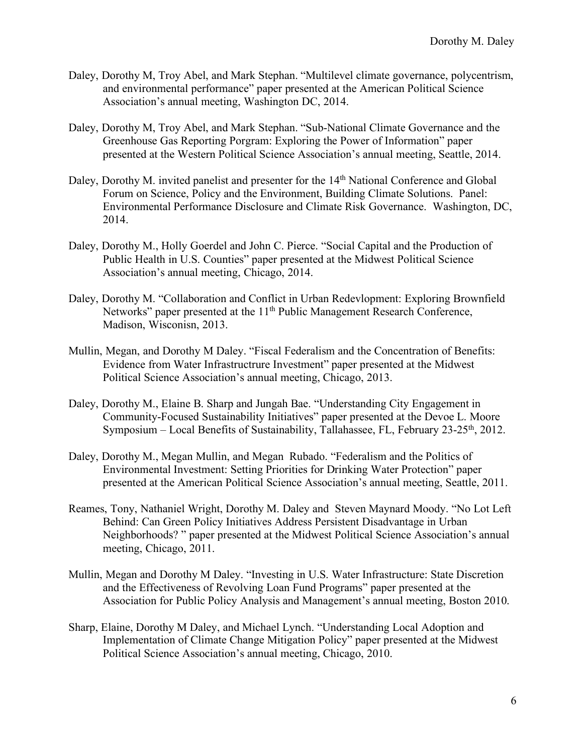Daley, Dorothy M, Troy Abel, and Mark Stephan. "Multilevel climate governance, polycentrism, and environmental performance" paper presented at the American Political Science Association's annual meeting, Washington DC, 2014.

Daley, Dorothy M, Troy Abel, and Mark Stephan. "Sub-National Climate Governance and the Greenhouse Gas Reporting Porgram: Exploring the Power of Information" paper presented at the Western Political Science Association's annual meeting, Seattle, 2014.

Daley, Dorothy M. invited panelist and presenter for the 14th National Conference and Global Forum on Science, Policy and the Environment, Building Climate Solutions. Panel: Environmental Performance Disclosure and Climate Risk Governance. Washington, DC, 2014.

Daley, Dorothy M., Holly Goerdel and John C. Pierce. "Social Capital and the Production of Public Health in U.S. Counties" paper presented at the Midwest Political Science Association's annual meeting, Chicago, 2014.

Daley, Dorothy M. "Collaboration and Conflict in Urban Redevlopment: Exploring Brownfield Networks" paper presented at the 11th Public Management Research Conference, Madison, Wisconisn, 2013.

Mullin, Megan, and Dorothy M Daley. "Fiscal Federalism and the Concentration of Benefits: Evidence from Water Infrastructrure Investment" paper presented at the Midwest Political Science Association's annual meeting, Chicago, 2013.

Daley, Dorothy M., Elaine B. Sharp and Jungah Bae. "Understanding City Engagement in Community-Focused Sustainability Initiatives" paper presented at the Devoe L. Moore Symposium – Local Benefits of Sustainability, Tallahassee, FL, February 23-25th, 2012.

Daley, Dorothy M., Megan Mullin, and Megan Rubado. "Federalism and the Politics of Environmental Investment: Setting Priorities for Drinking Water Protection" paper presented at the American Political Science Association's annual meeting, Seattle, 2011.

Reames, Tony, Nathaniel Wright, Dorothy M. Daley and Steven Maynard Moody. "No Lot Left Behind: Can Green Policy Initiatives Address Persistent Disadvantage in Urban Neighborhoods? " paper presented at the Midwest Political Science Association's annual meeting, Chicago, 2011.

Mullin, Megan and Dorothy M Daley. "Investing in U.S. Water Infrastructure: State Discretion and the Effectiveness of Revolving Loan Fund Programs" paper presented at the Association for Public Policy Analysis and Management's annual meeting, Boston 2010.

Sharp, Elaine, Dorothy M Daley, and Michael Lynch. "Understanding Local Adoption and Implementation of Climate Change Mitigation Policy" paper presented at the Midwest Political Science Association's annual meeting, Chicago, 2010.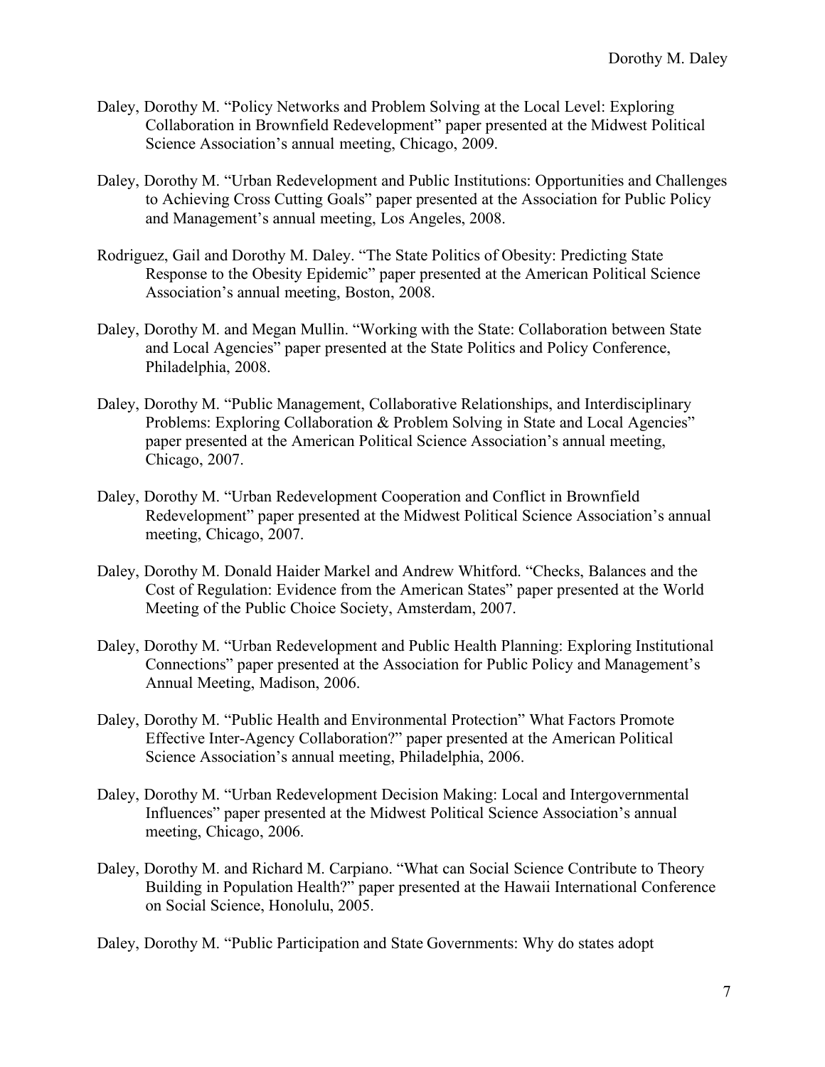Daley, Dorothy M. "Policy Networks and Problem Solving at the Local Level: Exploring Collaboration in Brownfield Redevelopment" paper presented at the Midwest Political Science Association's annual meeting, Chicago, 2009.

Daley, Dorothy M. "Urban Redevelopment and Public Institutions: Opportunities and Challenges to Achieving Cross Cutting Goals" paper presented at the Association for Public Policy and Management's annual meeting, Los Angeles, 2008.

Rodriguez, Gail and Dorothy M. Daley. "The State Politics of Obesity: Predicting State Response to the Obesity Epidemic" paper presented at the American Political Science Association's annual meeting, Boston, 2008.

Daley, Dorothy M. and Megan Mullin. "Working with the State: Collaboration between State and Local Agencies" paper presented at the State Politics and Policy Conference, Philadelphia, 2008.

Daley, Dorothy M. "Public Management, Collaborative Relationships, and Interdisciplinary Problems: Exploring Collaboration & Problem Solving in State and Local Agencies" paper presented at the American Political Science Association's annual meeting, Chicago, 2007.

Daley, Dorothy M. "Urban Redevelopment Cooperation and Conflict in Brownfield Redevelopment" paper presented at the Midwest Political Science Association's annual meeting, Chicago, 2007.

Daley, Dorothy M. Donald Haider Markel and Andrew Whitford. "Checks, Balances and the Cost of Regulation: Evidence from the American States" paper presented at the World Meeting of the Public Choice Society, Amsterdam, 2007.

Daley, Dorothy M. "Urban Redevelopment and Public Health Planning: Exploring Institutional Connections" paper presented at the Association for Public Policy and Management's Annual Meeting, Madison, 2006.

Daley, Dorothy M. "Public Health and Environmental Protection" What Factors Promote Effective Inter-Agency Collaboration?" paper presented at the American Political Science Association's annual meeting, Philadelphia, 2006.

Daley, Dorothy M. "Urban Redevelopment Decision Making: Local and Intergovernmental Influences" paper presented at the Midwest Political Science Association's annual meeting, Chicago, 2006.

Daley, Dorothy M. and Richard M. Carpiano. "What can Social Science Contribute to Theory Building in Population Health?" paper presented at the Hawaii International Conference on Social Science, Honolulu, 2005.

Daley, Dorothy M. "Public Participation and State Governments: Why do states adopt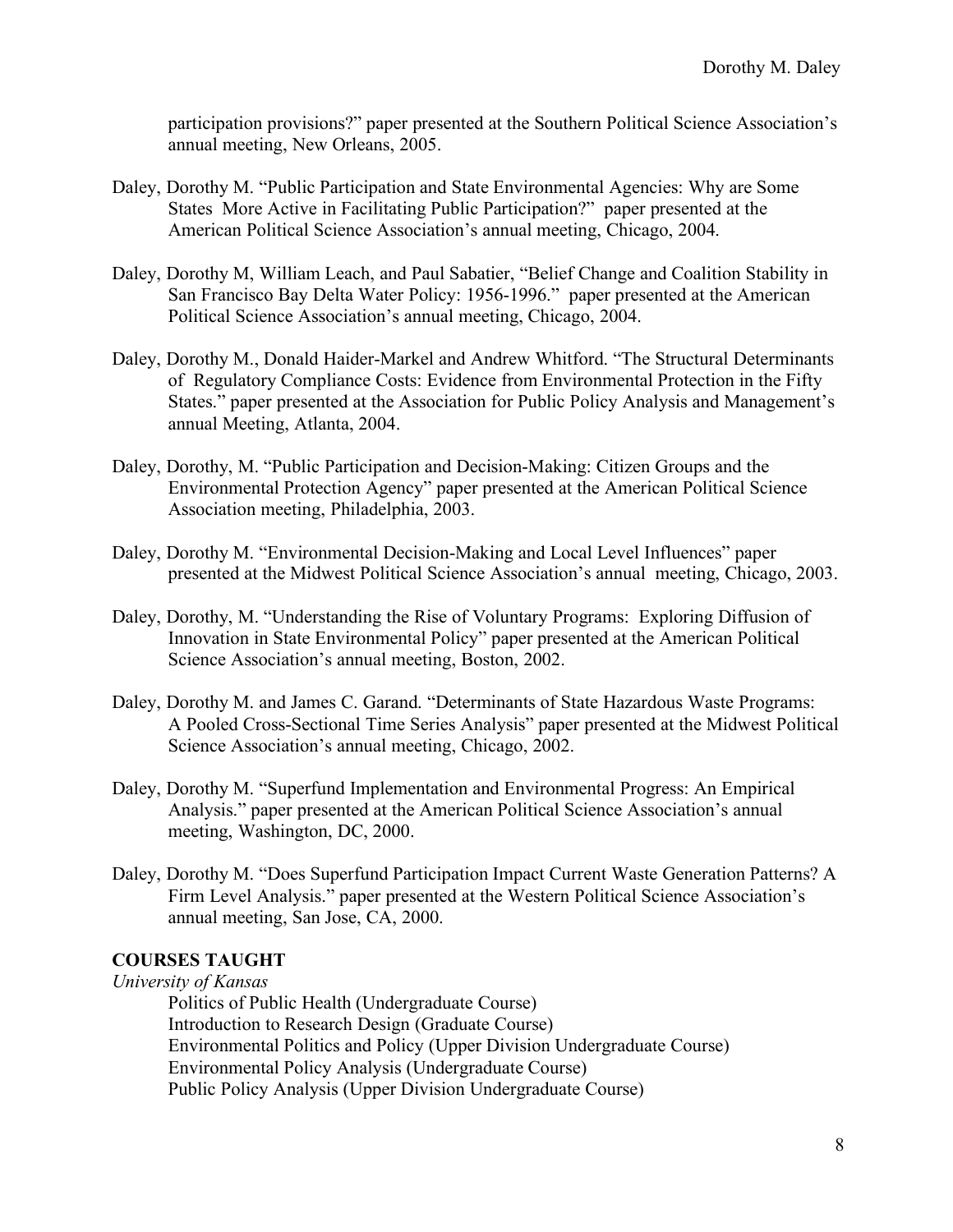participation provisions?" paper presented at the Southern Political Science Association's annual meeting, New Orleans, 2005.

Daley, Dorothy M. "Public Participation and State Environmental Agencies: Why are Some States More Active in Facilitating Public Participation?" paper presented at the American Political Science Association's annual meeting, Chicago, 2004.

Daley, Dorothy M, William Leach, and Paul Sabatier, "Belief Change and Coalition Stability in San Francisco Bay Delta Water Policy: 1956-1996." paper presented at the American Political Science Association's annual meeting, Chicago, 2004.

Daley, Dorothy M., Donald Haider-Markel and Andrew Whitford. "The Structural Determinants of Regulatory Compliance Costs: Evidence from Environmental Protection in the Fifty States." paper presented at the Association for Public Policy Analysis and Management's annual Meeting, Atlanta, 2004.

Daley, Dorothy, M. "Public Participation and Decision-Making: Citizen Groups and the Environmental Protection Agency" paper presented at the American Political Science Association meeting, Philadelphia, 2003.

Daley, Dorothy M. "Environmental Decision-Making and Local Level Influences" paper presented at the Midwest Political Science Association's annual meeting, Chicago, 2003.

Daley, Dorothy, M. "Understanding the Rise of Voluntary Programs: Exploring Diffusion of Innovation in State Environmental Policy" paper presented at the American Political Science Association's annual meeting, Boston, 2002.

Daley, Dorothy M. and James C. Garand. "Determinants of State Hazardous Waste Programs: A Pooled Cross-Sectional Time Series Analysis" paper presented at the Midwest Political Science Association's annual meeting, Chicago, 2002.

Daley, Dorothy M. "Superfund Implementation and Environmental Progress: An Empirical Analysis." paper presented at the American Political Science Association's annual meeting, Washington, DC, 2000.

Daley, Dorothy M. "Does Superfund Participation Impact Current Waste Generation Patterns? A Firm Level Analysis." paper presented at the Western Political Science Association's annual meeting, San Jose, CA, 2000.

## COURSES TAUGHT

*University of Kansas*

Politics of Public Health (Undergraduate Course)
Introduction to Research Design (Graduate Course)
Environmental Politics and Policy (Upper Division Undergraduate Course)
Environmental Policy Analysis (Undergraduate Course)
Public Policy Analysis (Upper Division Undergraduate Course)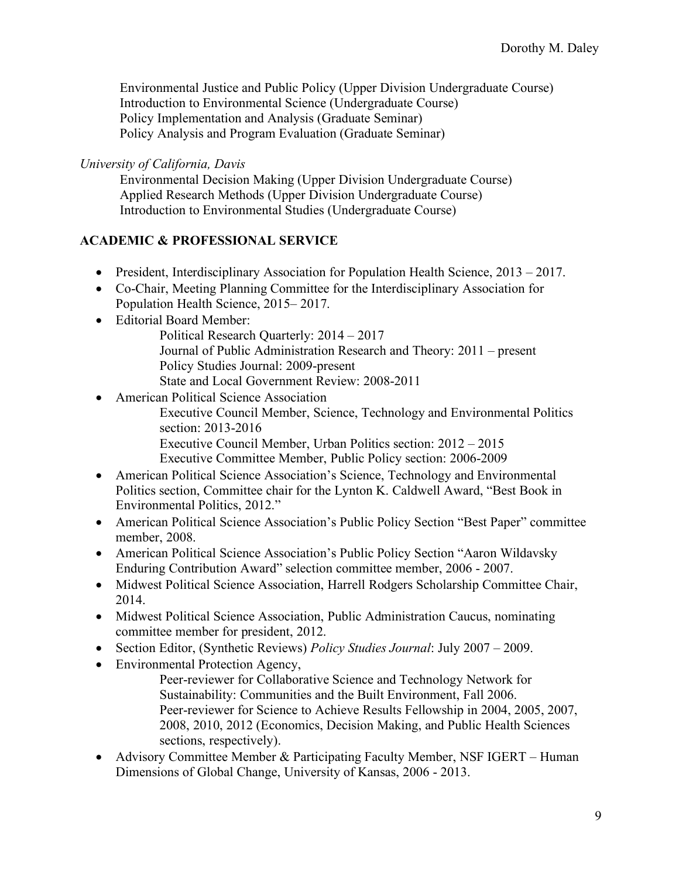Environmental Justice and Public Policy (Upper Division Undergraduate Course)
Introduction to Environmental Science (Undergraduate Course)
Policy Implementation and Analysis (Graduate Seminar)
Policy Analysis and Program Evaluation (Graduate Seminar)

*University of California, Davis*

Environmental Decision Making (Upper Division Undergraduate Course)
Applied Research Methods (Upper Division Undergraduate Course)
Introduction to Environmental Studies (Undergraduate Course)

## ACADEMIC & PROFESSIONAL SERVICE

- President, Interdisciplinary Association for Population Health Science, 2013 – 2017.
- Co-Chair, Meeting Planning Committee for the Interdisciplinary Association for Population Health Science, 2015– 2017.
- Editorial Board Member:
  - Political Research Quarterly: 2014 – 2017
  - Journal of Public Administration Research and Theory: 2011 – present
  - Policy Studies Journal: 2009-present
  - State and Local Government Review: 2008-2011
- American Political Science Association
  - Executive Council Member, Science, Technology and Environmental Politics section: 2013-2016
  - Executive Council Member, Urban Politics section: 2012 – 2015
  - Executive Committee Member, Public Policy section: 2006-2009
- American Political Science Association's Science, Technology and Environmental Politics section, Committee chair for the Lynton K. Caldwell Award, "Best Book in Environmental Politics, 2012."
- American Political Science Association's Public Policy Section "Best Paper" committee member, 2008.
- American Political Science Association's Public Policy Section "Aaron Wildavsky Enduring Contribution Award" selection committee member, 2006 - 2007.
- Midwest Political Science Association, Harrell Rodgers Scholarship Committee Chair, 2014.
- Midwest Political Science Association, Public Administration Caucus, nominating committee member for president, 2012.
- Section Editor, (Synthetic Reviews) *Policy Studies Journal*: July 2007 – 2009.
- Environmental Protection Agency,
  - Peer-reviewer for Collaborative Science and Technology Network for Sustainability: Communities and the Built Environment, Fall 2006.
  - Peer-reviewer for Science to Achieve Results Fellowship in 2004, 2005, 2007, 2008, 2010, 2012 (Economics, Decision Making, and Public Health Sciences sections, respectively).
- Advisory Committee Member & Participating Faculty Member, NSF IGERT – Human Dimensions of Global Change, University of Kansas, 2006 - 2013.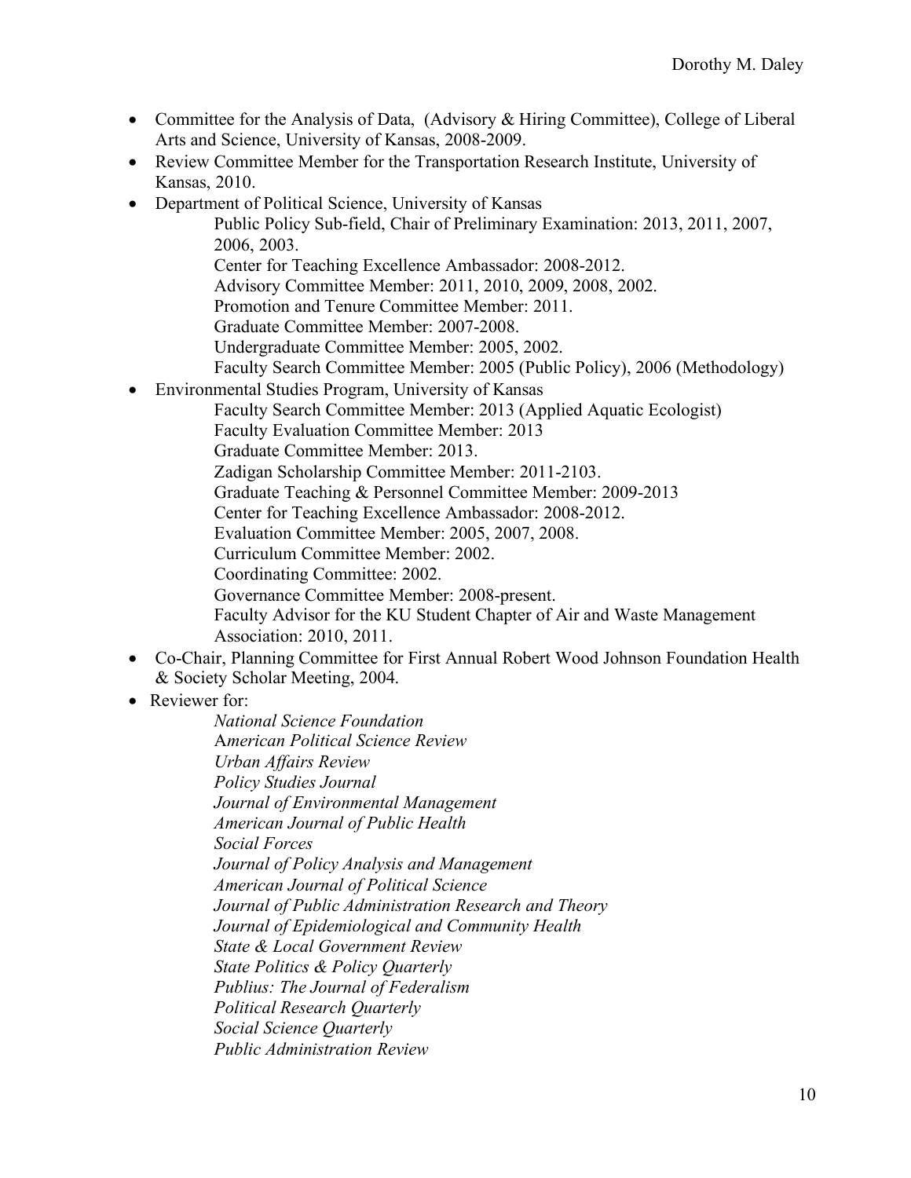- Committee for the Analysis of Data, (Advisory & Hiring Committee), College of Liberal Arts and Science, University of Kansas, 2008-2009.
- Review Committee Member for the Transportation Research Institute, University of Kansas, 2010.
- Department of Political Science, University of Kansas
  - Public Policy Sub-field, Chair of Preliminary Examination: 2013, 2011, 2007, 2006, 2003.
  - Center for Teaching Excellence Ambassador: 2008-2012.
  - Advisory Committee Member: 2011, 2010, 2009, 2008, 2002.
  - Promotion and Tenure Committee Member: 2011.
  - Graduate Committee Member: 2007-2008.
  - Undergraduate Committee Member: 2005, 2002.
  - Faculty Search Committee Member: 2005 (Public Policy), 2006 (Methodology)
- Environmental Studies Program, University of Kansas
  - Faculty Search Committee Member: 2013 (Applied Aquatic Ecologist)
  - Faculty Evaluation Committee Member: 2013
  - Graduate Committee Member: 2013.
  - Zadigan Scholarship Committee Member: 2011-2103.
  - Graduate Teaching & Personnel Committee Member: 2009-2013
  - Center for Teaching Excellence Ambassador: 2008-2012.
  - Evaluation Committee Member: 2005, 2007, 2008.
  - Curriculum Committee Member: 2002.
  - Coordinating Committee: 2002.
  - Governance Committee Member: 2008-present.
  - Faculty Advisor for the KU Student Chapter of Air and Waste Management Association: 2010, 2011.
- Co-Chair, Planning Committee for First Annual Robert Wood Johnson Foundation Health & Society Scholar Meeting, 2004.
- Reviewer for:
  - *National Science Foundation*
  - *American Political Science Review*
  - *Urban Affairs Review*
  - *Policy Studies Journal*
  - *Journal of Environmental Management*
  - *American Journal of Public Health*
  - *Social Forces*
  - *Journal of Policy Analysis and Management*
  - *American Journal of Political Science*
  - *Journal of Public Administration Research and Theory*
  - *Journal of Epidemiological and Community Health*
  - *State & Local Government Review*
  - *State Politics & Policy Quarterly*
  - *Publius: The Journal of Federalism*
  - *Political Research Quarterly*
  - *Social Science Quarterly*
  - *Public Administration Review*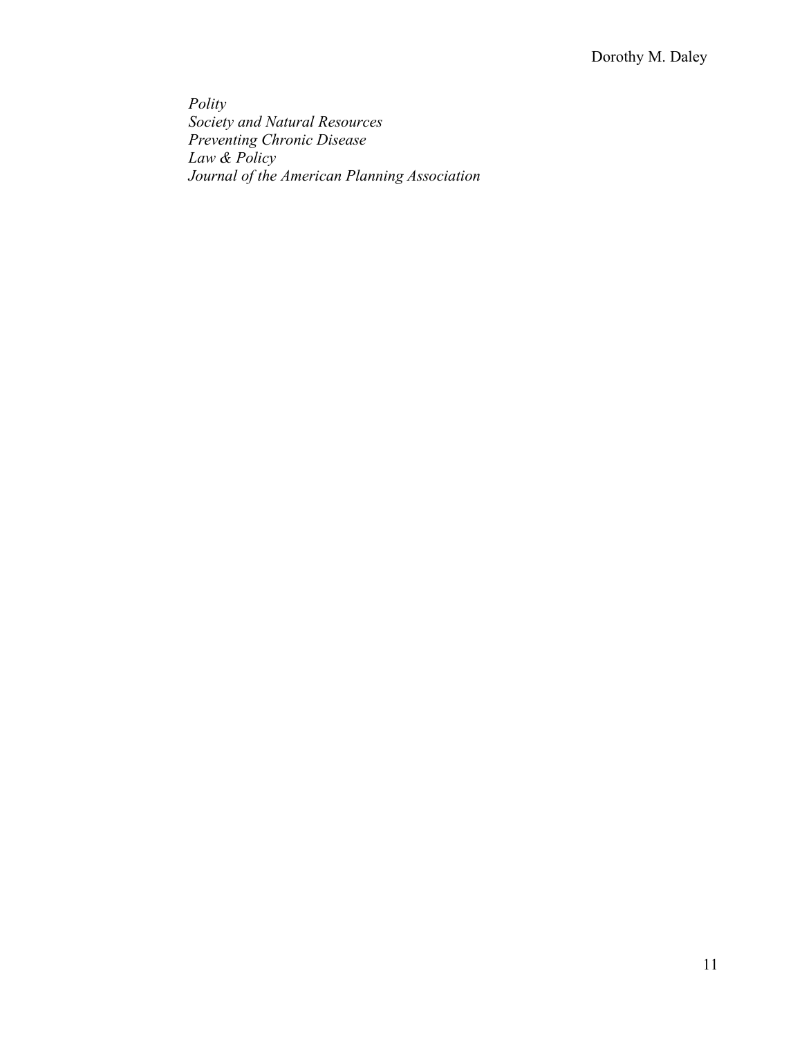*Polity*
*Society and Natural Resources*
*Preventing Chronic Disease*
*Law & Policy*
*Journal of the American Planning Association*